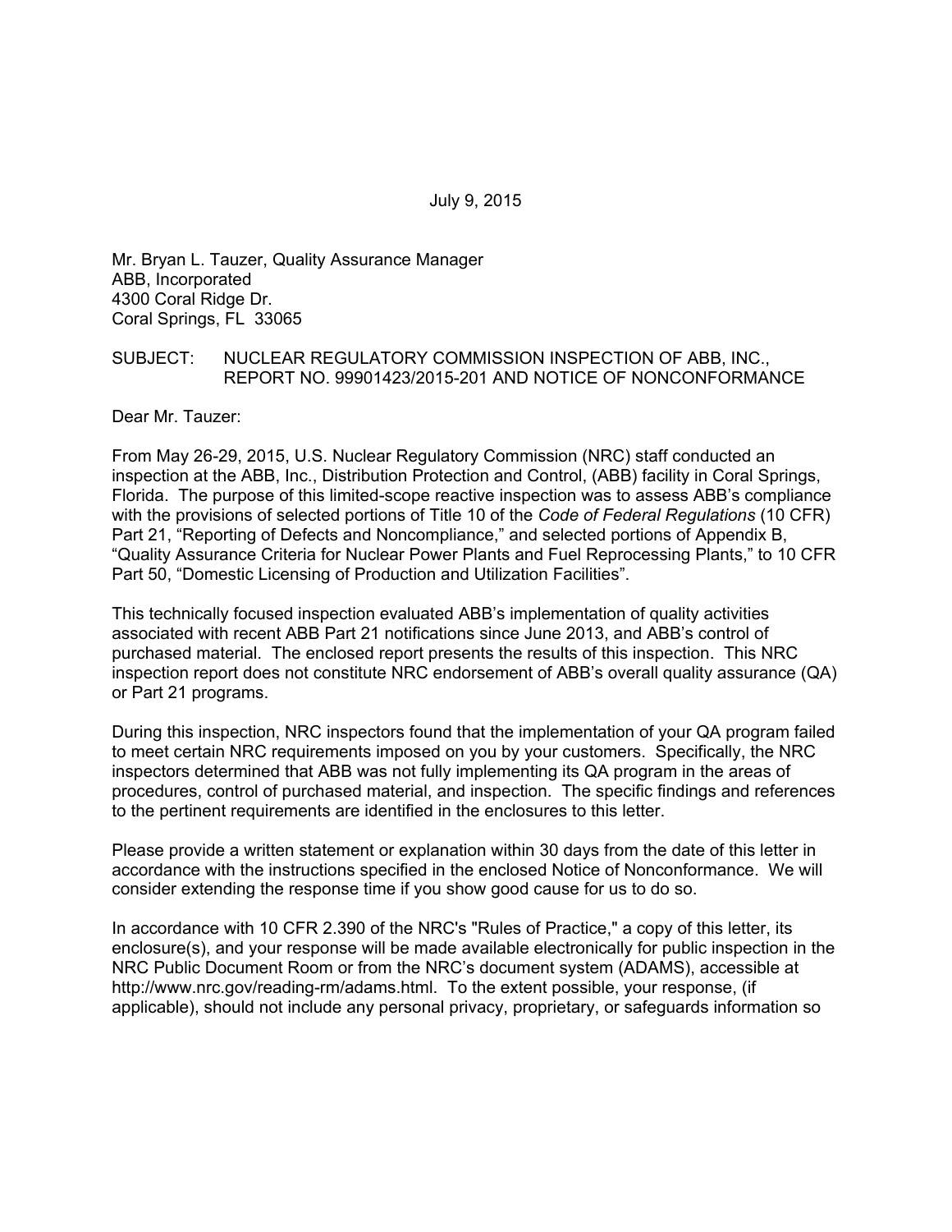July 9, 2015

Mr. Bryan L. Tauzer, Quality Assurance Manager
ABB, Incorporated
4300 Coral Ridge Dr.
Coral Springs, FL 33065

SUBJECT: NUCLEAR REGULATORY COMMISSION INSPECTION OF ABB, INC., REPORT NO. 99901423/2015-201 AND NOTICE OF NONCONFORMANCE

Dear Mr. Tauzer:

From May 26-29, 2015, U.S. Nuclear Regulatory Commission (NRC) staff conducted an inspection at the ABB, Inc., Distribution Protection and Control, (ABB) facility in Coral Springs, Florida. The purpose of this limited-scope reactive inspection was to assess ABB's compliance with the provisions of selected portions of Title 10 of the *Code of Federal Regulations* (10 CFR) Part 21, "Reporting of Defects and Noncompliance," and selected portions of Appendix B, "Quality Assurance Criteria for Nuclear Power Plants and Fuel Reprocessing Plants," to 10 CFR Part 50, "Domestic Licensing of Production and Utilization Facilities".

This technically focused inspection evaluated ABB's implementation of quality activities associated with recent ABB Part 21 notifications since June 2013, and ABB's control of purchased material. The enclosed report presents the results of this inspection. This NRC inspection report does not constitute NRC endorsement of ABB's overall quality assurance (QA) or Part 21 programs.

During this inspection, NRC inspectors found that the implementation of your QA program failed to meet certain NRC requirements imposed on you by your customers. Specifically, the NRC inspectors determined that ABB was not fully implementing its QA program in the areas of procedures, control of purchased material, and inspection. The specific findings and references to the pertinent requirements are identified in the enclosures to this letter.

Please provide a written statement or explanation within 30 days from the date of this letter in accordance with the instructions specified in the enclosed Notice of Nonconformance. We will consider extending the response time if you show good cause for us to do so.

In accordance with 10 CFR 2.390 of the NRC's "Rules of Practice," a copy of this letter, its enclosure(s), and your response will be made available electronically for public inspection in the NRC Public Document Room or from the NRC's document system (ADAMS), accessible at http://www.nrc.gov/reading-rm/adams.html. To the extent possible, your response, (if applicable), should not include any personal privacy, proprietary, or safeguards information so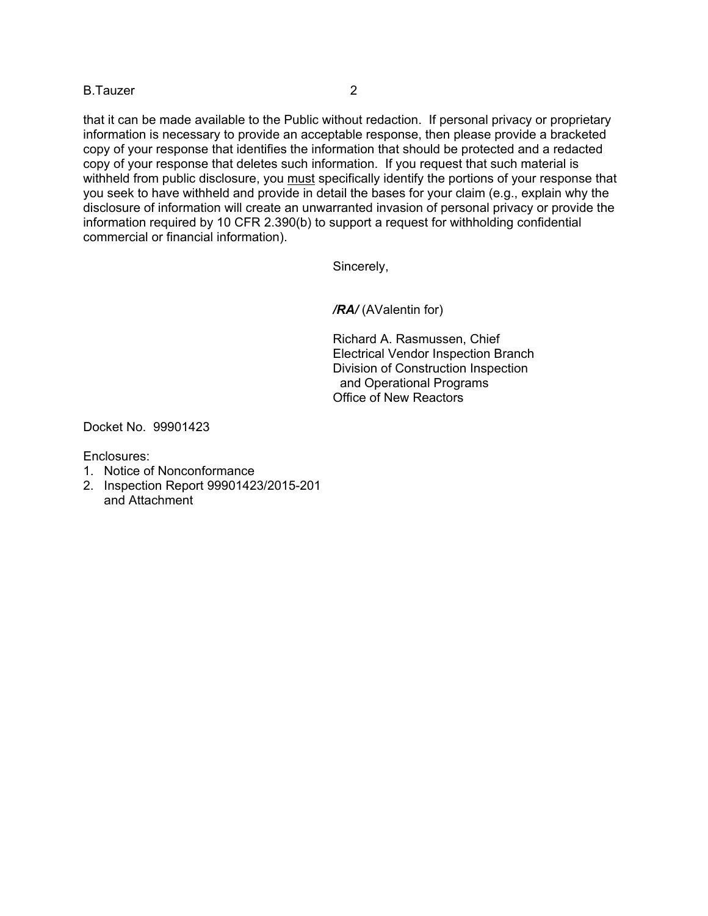that it can be made available to the Public without redaction. If personal privacy or proprietary information is necessary to provide an acceptable response, then please provide a bracketed copy of your response that identifies the information that should be protected and a redacted copy of your response that deletes such information. If you request that such material is withheld from public disclosure, you must specifically identify the portions of your response that you seek to have withheld and provide in detail the bases for your claim (e.g., explain why the disclosure of information will create an unwarranted invasion of personal privacy or provide the information required by 10 CFR 2.390(b) to support a request for withholding confidential commercial or financial information).

Sincerely,

***/RA/*** (AValentin for)

Richard A. Rasmussen, Chief
Electrical Vendor Inspection Branch
Division of Construction Inspection
and Operational Programs
Office of New Reactors

Docket No. 99901423

Enclosures:

1. Notice of Nonconformance
2. Inspection Report 99901423/2015-201 and Attachment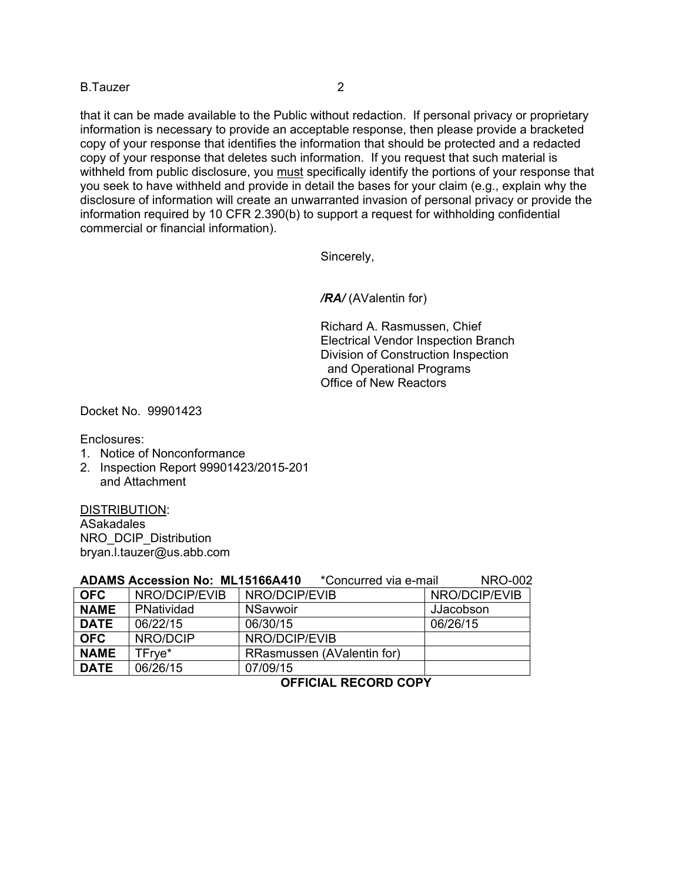that it can be made available to the Public without redaction. If personal privacy or proprietary information is necessary to provide an acceptable response, then please provide a bracketed copy of your response that identifies the information that should be protected and a redacted copy of your response that deletes such information. If you request that such material is withheld from public disclosure, you <u>must</u> specifically identify the portions of your response that you seek to have withheld and provide in detail the bases for your claim (e.g., explain why the disclosure of information will create an unwarranted invasion of personal privacy or provide the information required by 10 CFR 2.390(b) to support a request for withholding confidential commercial or financial information).

Sincerely,

***/RA/*** (AValentin for)

Richard A. Rasmussen, Chief
Electrical Vendor Inspection Branch
Division of Construction Inspection
and Operational Programs
Office of New Reactors

Docket No. 99901423

Enclosures:
1. Notice of Nonconformance
2. Inspection Report 99901423/2015-201
   and Attachment

<u>DISTRIBUTION</u>:
ASakadales
NRO_DCIP_Distribution
bryan.l.tauzer@us.abb.com

**ADAMS Accession No: ML15166A410** *Concurred via e-mail NRO-002

| **OFC** | NRO/DCIP/EVIB | NRO/DCIP/EVIB | NRO/DCIP/EVIB |
|---|---|---|---|
| **NAME** | PNatividad | NSavwoir | JJacobson |
| **DATE** | 06/22/15 | 06/30/15 | 06/26/15 |
| **OFC** | NRO/DCIP | NRO/DCIP/EVIB | |
| **NAME** | TFrye* | RRasmussen (AValentin for) | |
| **DATE** | 06/26/15 | 07/09/15 | |

**OFFICIAL RECORD COPY**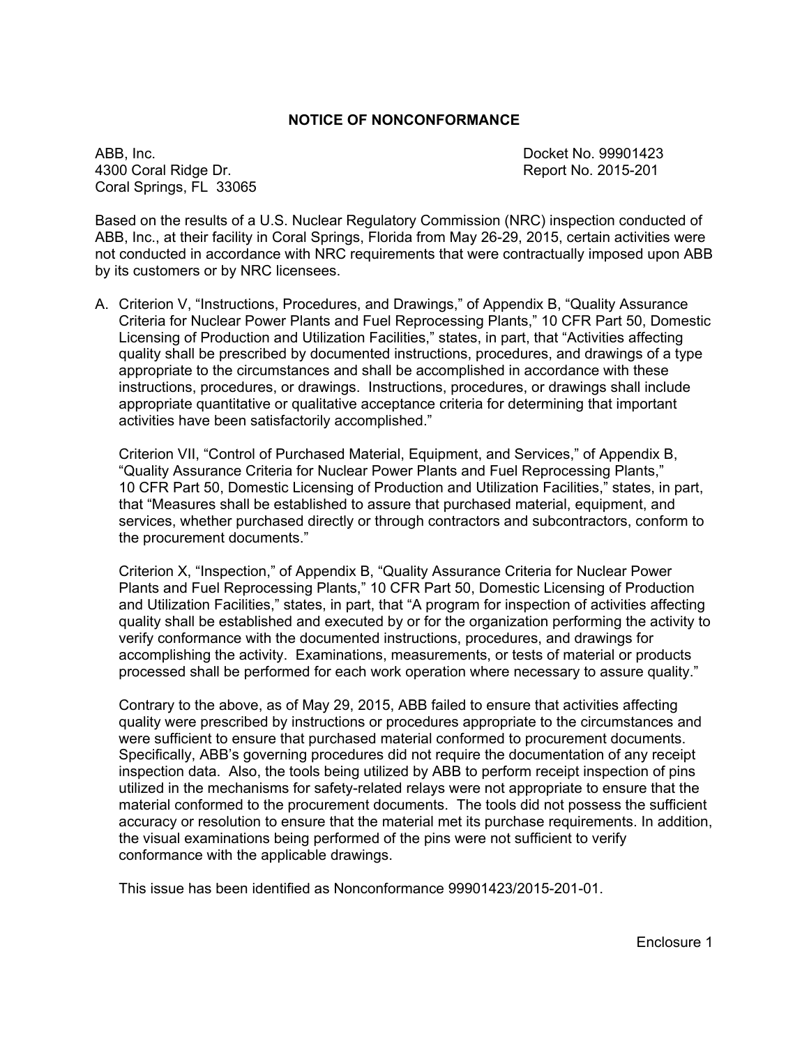# NOTICE OF NONCONFORMANCE

ABB, Inc.  
4300 Coral Ridge Dr.  
Coral Springs, FL 33065

Docket No. 99901423  
Report No. 2015-201

Based on the results of a U.S. Nuclear Regulatory Commission (NRC) inspection conducted of ABB, Inc., at their facility in Coral Springs, Florida from May 26-29, 2015, certain activities were not conducted in accordance with NRC requirements that were contractually imposed upon ABB by its customers or by NRC licensees.

A. Criterion V, "Instructions, Procedures, and Drawings," of Appendix B, "Quality Assurance Criteria for Nuclear Power Plants and Fuel Reprocessing Plants," 10 CFR Part 50, Domestic Licensing of Production and Utilization Facilities," states, in part, that "Activities affecting quality shall be prescribed by documented instructions, procedures, and drawings of a type appropriate to the circumstances and shall be accomplished in accordance with these instructions, procedures, or drawings. Instructions, procedures, or drawings shall include appropriate quantitative or qualitative acceptance criteria for determining that important activities have been satisfactorily accomplished."

   Criterion VII, "Control of Purchased Material, Equipment, and Services," of Appendix B, "Quality Assurance Criteria for Nuclear Power Plants and Fuel Reprocessing Plants," 10 CFR Part 50, Domestic Licensing of Production and Utilization Facilities," states, in part, that "Measures shall be established to assure that purchased material, equipment, and services, whether purchased directly or through contractors and subcontractors, conform to the procurement documents."

   Criterion X, "Inspection," of Appendix B, "Quality Assurance Criteria for Nuclear Power Plants and Fuel Reprocessing Plants," 10 CFR Part 50, Domestic Licensing of Production and Utilization Facilities," states, in part, that "A program for inspection of activities affecting quality shall be established and executed by or for the organization performing the activity to verify conformance with the documented instructions, procedures, and drawings for accomplishing the activity. Examinations, measurements, or tests of material or products processed shall be performed for each work operation where necessary to assure quality."

   Contrary to the above, as of May 29, 2015, ABB failed to ensure that activities affecting quality were prescribed by instructions or procedures appropriate to the circumstances and were sufficient to ensure that purchased material conformed to procurement documents. Specifically, ABB's governing procedures did not require the documentation of any receipt inspection data. Also, the tools being utilized by ABB to perform receipt inspection of pins utilized in the mechanisms for safety-related relays were not appropriate to ensure that the material conformed to the procurement documents. The tools did not possess the sufficient accuracy or resolution to ensure that the material met its purchase requirements. In addition, the visual examinations being performed of the pins were not sufficient to verify conformance with the applicable drawings.

   This issue has been identified as Nonconformance 99901423/2015-201-01.

Enclosure 1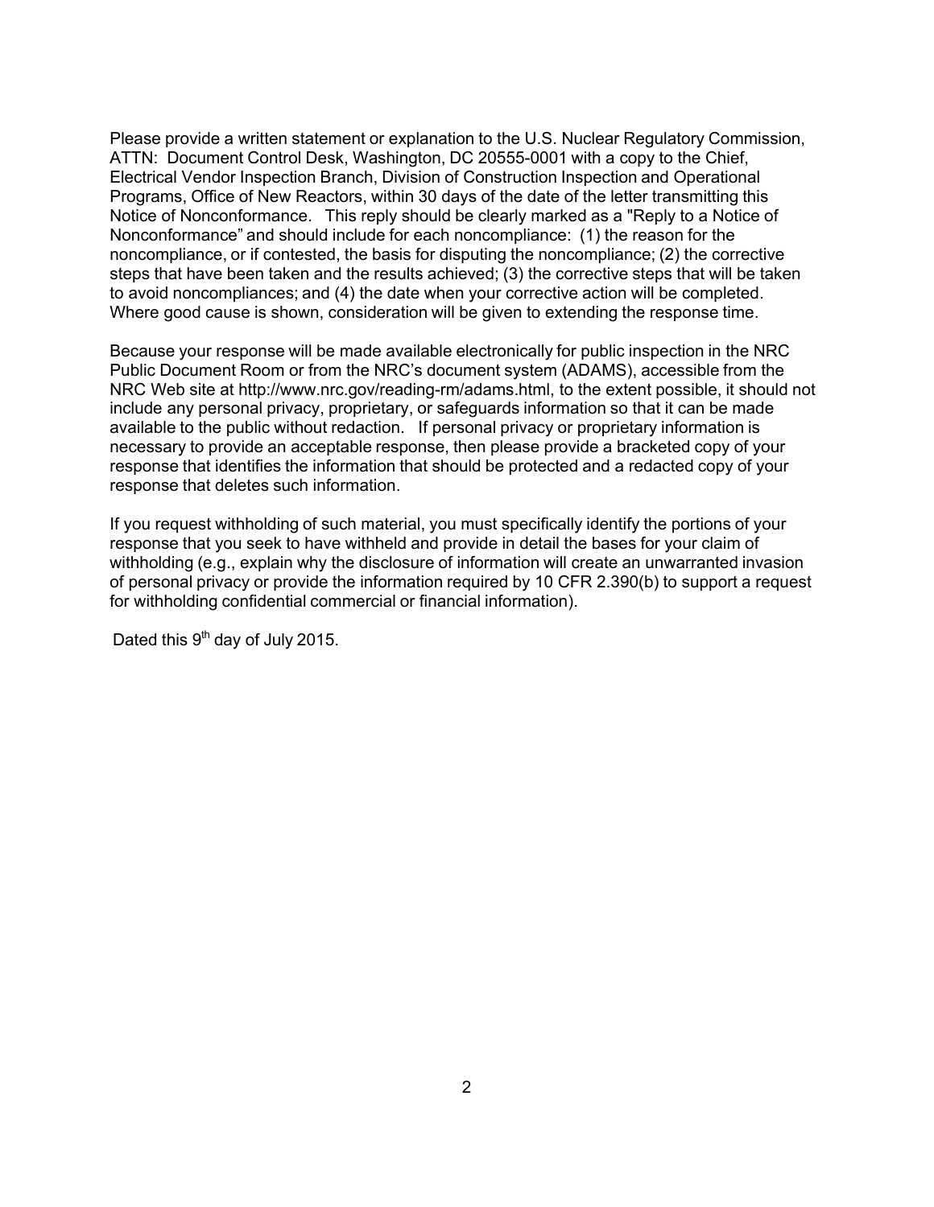Please provide a written statement or explanation to the U.S. Nuclear Regulatory Commission, ATTN: Document Control Desk, Washington, DC 20555-0001 with a copy to the Chief, Electrical Vendor Inspection Branch, Division of Construction Inspection and Operational Programs, Office of New Reactors, within 30 days of the date of the letter transmitting this Notice of Nonconformance. This reply should be clearly marked as a "Reply to a Notice of Nonconformance" and should include for each noncompliance: (1) the reason for the noncompliance, or if contested, the basis for disputing the noncompliance; (2) the corrective steps that have been taken and the results achieved; (3) the corrective steps that will be taken to avoid noncompliances; and (4) the date when your corrective action will be completed. Where good cause is shown, consideration will be given to extending the response time.

Because your response will be made available electronically for public inspection in the NRC Public Document Room or from the NRC's document system (ADAMS), accessible from the NRC Web site at http://www.nrc.gov/reading-rm/adams.html, to the extent possible, it should not include any personal privacy, proprietary, or safeguards information so that it can be made available to the public without redaction. If personal privacy or proprietary information is necessary to provide an acceptable response, then please provide a bracketed copy of your response that identifies the information that should be protected and a redacted copy of your response that deletes such information.

If you request withholding of such material, you must specifically identify the portions of your response that you seek to have withheld and provide in detail the bases for your claim of withholding (e.g., explain why the disclosure of information will create an unwarranted invasion of personal privacy or provide the information required by 10 CFR 2.390(b) to support a request for withholding confidential commercial or financial information).

Dated this 9th day of July 2015.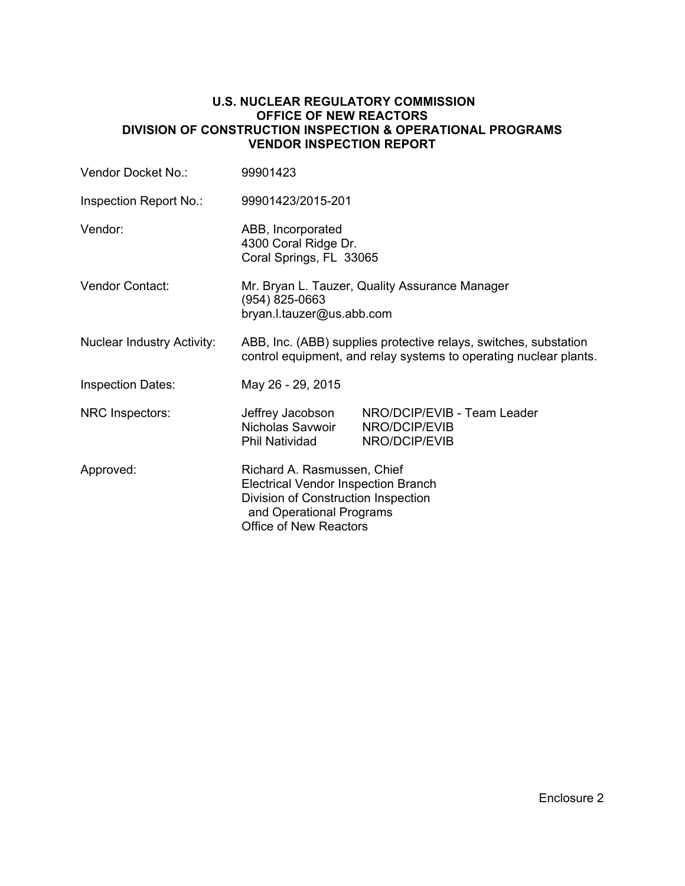**U.S. NUCLEAR REGULATORY COMMISSION**
**OFFICE OF NEW REACTORS**
**DIVISION OF CONSTRUCTION INSPECTION & OPERATIONAL PROGRAMS**
**VENDOR INSPECTION REPORT**

| | |
|---|---|
| Vendor Docket No.: | 99901423 |
| Inspection Report No.: | 99901423/2015-201 |
| Vendor: | ABB, Incorporated<br>4300 Coral Ridge Dr.<br>Coral Springs, FL 33065 |
| Vendor Contact: | Mr. Bryan L. Tauzer, Quality Assurance Manager<br>(954) 825-0663<br>bryan.l.tauzer@us.abb.com |
| Nuclear Industry Activity: | ABB, Inc. (ABB) supplies protective relays, switches, substation control equipment, and relay systems to operating nuclear plants. |
| Inspection Dates: | May 26 - 29, 2015 |
| NRC Inspectors: | Jeffrey Jacobson NRO/DCIP/EVIB - Team Leader<br>Nicholas Savwoir NRO/DCIP/EVIB<br>Phil Natividad NRO/DCIP/EVIB |
| Approved: | Richard A. Rasmussen, Chief<br>Electrical Vendor Inspection Branch<br>Division of Construction Inspection and Operational Programs<br>Office of New Reactors |

Enclosure 2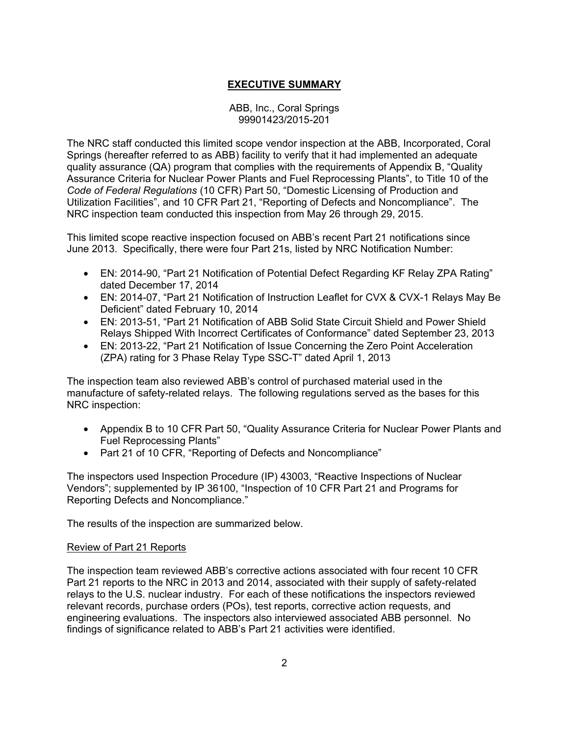# EXECUTIVE SUMMARY

ABB, Inc., Coral Springs
99901423/2015-201

The NRC staff conducted this limited scope vendor inspection at the ABB, Incorporated, Coral Springs (hereafter referred to as ABB) facility to verify that it had implemented an adequate quality assurance (QA) program that complies with the requirements of Appendix B, "Quality Assurance Criteria for Nuclear Power Plants and Fuel Reprocessing Plants", to Title 10 of the *Code of Federal Regulations* (10 CFR) Part 50, "Domestic Licensing of Production and Utilization Facilities", and 10 CFR Part 21, "Reporting of Defects and Noncompliance". The NRC inspection team conducted this inspection from May 26 through 29, 2015.

This limited scope reactive inspection focused on ABB's recent Part 21 notifications since June 2013. Specifically, there were four Part 21s, listed by NRC Notification Number:

- EN: 2014-90, "Part 21 Notification of Potential Defect Regarding KF Relay ZPA Rating" dated December 17, 2014
- EN: 2014-07, "Part 21 Notification of Instruction Leaflet for CVX & CVX-1 Relays May Be Deficient" dated February 10, 2014
- EN: 2013-51, "Part 21 Notification of ABB Solid State Circuit Shield and Power Shield Relays Shipped With Incorrect Certificates of Conformance" dated September 23, 2013
- EN: 2013-22, "Part 21 Notification of Issue Concerning the Zero Point Acceleration (ZPA) rating for 3 Phase Relay Type SSC-T" dated April 1, 2013

The inspection team also reviewed ABB's control of purchased material used in the manufacture of safety-related relays. The following regulations served as the bases for this NRC inspection:

- Appendix B to 10 CFR Part 50, "Quality Assurance Criteria for Nuclear Power Plants and Fuel Reprocessing Plants"
- Part 21 of 10 CFR, "Reporting of Defects and Noncompliance"

The inspectors used Inspection Procedure (IP) 43003, "Reactive Inspections of Nuclear Vendors"; supplemented by IP 36100, "Inspection of 10 CFR Part 21 and Programs for Reporting Defects and Noncompliance."

The results of the inspection are summarized below.

## Review of Part 21 Reports

The inspection team reviewed ABB's corrective actions associated with four recent 10 CFR Part 21 reports to the NRC in 2013 and 2014, associated with their supply of safety-related relays to the U.S. nuclear industry. For each of these notifications the inspectors reviewed relevant records, purchase orders (POs), test reports, corrective action requests, and engineering evaluations. The inspectors also interviewed associated ABB personnel. No findings of significance related to ABB's Part 21 activities were identified.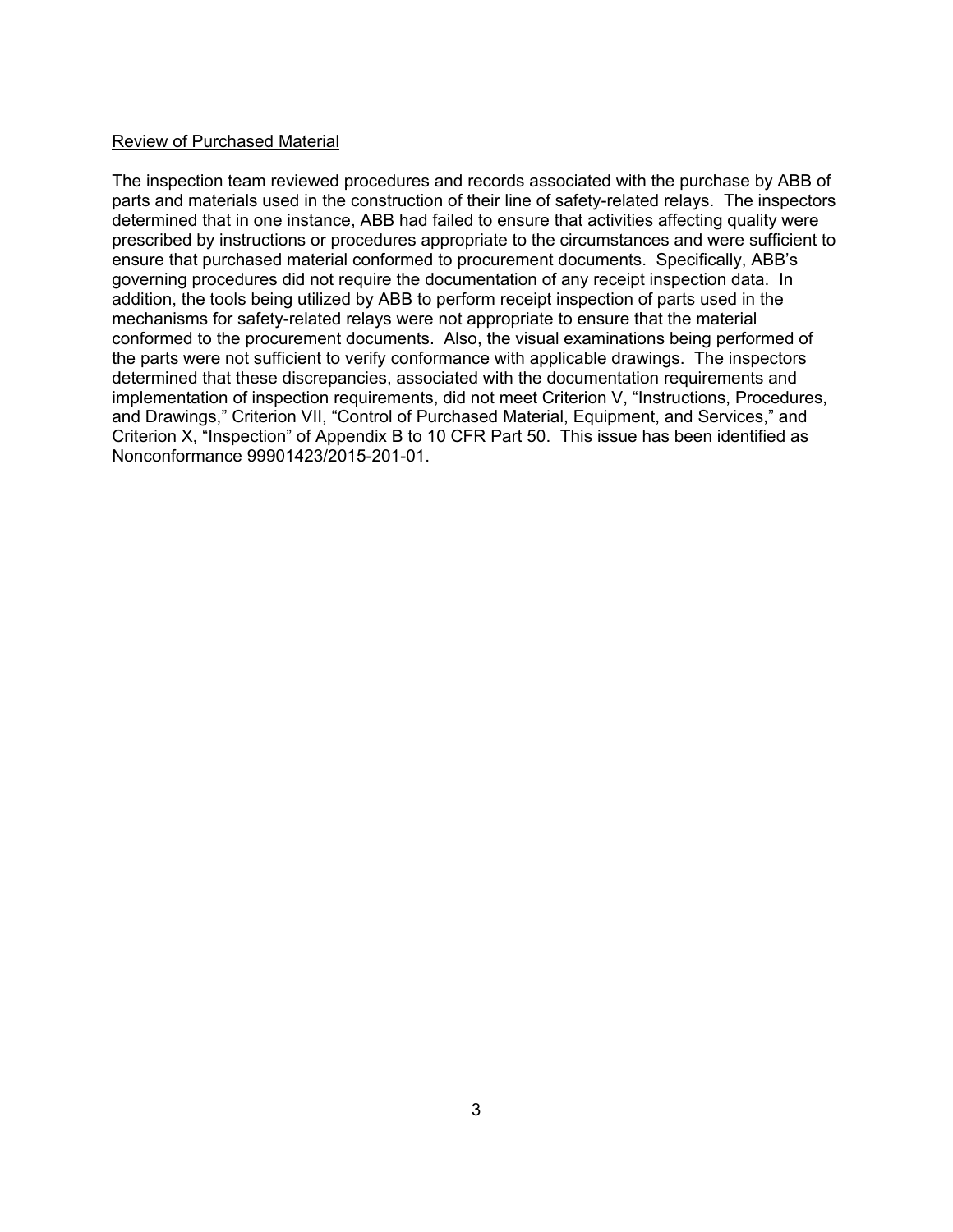Review of Purchased Material

The inspection team reviewed procedures and records associated with the purchase by ABB of parts and materials used in the construction of their line of safety-related relays. The inspectors determined that in one instance, ABB had failed to ensure that activities affecting quality were prescribed by instructions or procedures appropriate to the circumstances and were sufficient to ensure that purchased material conformed to procurement documents. Specifically, ABB's governing procedures did not require the documentation of any receipt inspection data. In addition, the tools being utilized by ABB to perform receipt inspection of parts used in the mechanisms for safety-related relays were not appropriate to ensure that the material conformed to the procurement documents. Also, the visual examinations being performed of the parts were not sufficient to verify conformance with applicable drawings. The inspectors determined that these discrepancies, associated with the documentation requirements and implementation of inspection requirements, did not meet Criterion V, "Instructions, Procedures, and Drawings," Criterion VII, "Control of Purchased Material, Equipment, and Services," and Criterion X, "Inspection" of Appendix B to 10 CFR Part 50. This issue has been identified as Nonconformance 99901423/2015-201-01.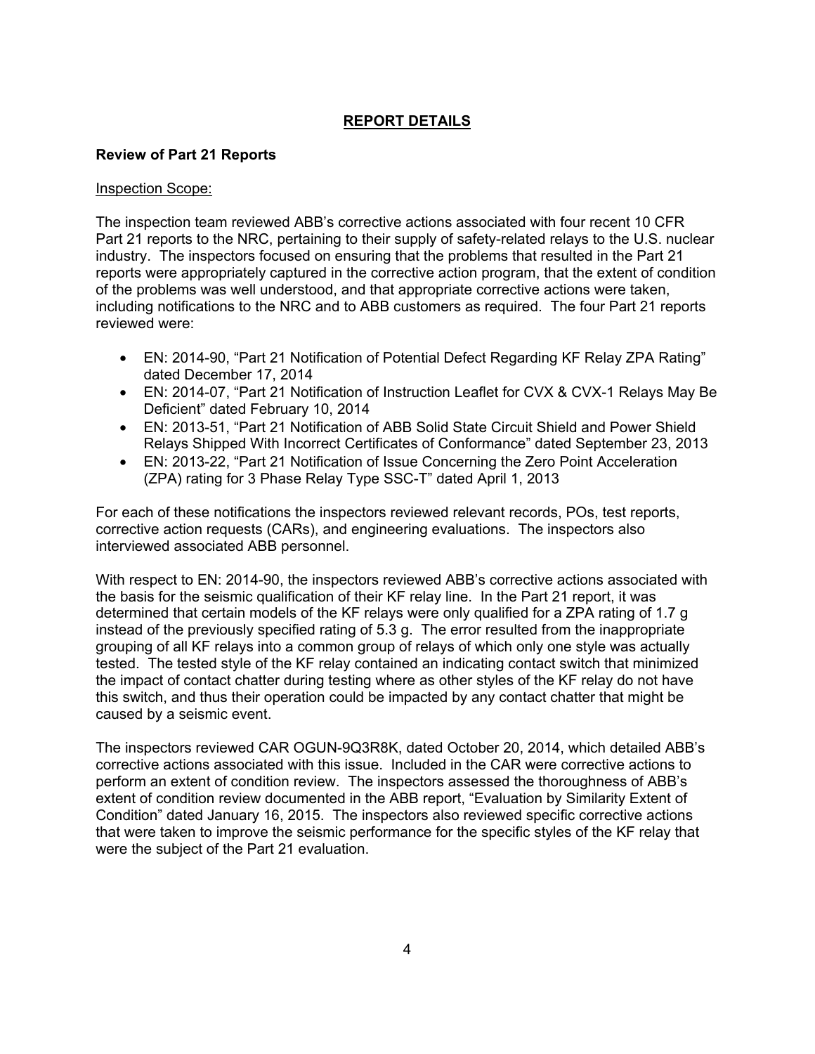## REPORT DETAILS

### Review of Part 21 Reports

Inspection Scope:

The inspection team reviewed ABB's corrective actions associated with four recent 10 CFR Part 21 reports to the NRC, pertaining to their supply of safety-related relays to the U.S. nuclear industry. The inspectors focused on ensuring that the problems that resulted in the Part 21 reports were appropriately captured in the corrective action program, that the extent of condition of the problems was well understood, and that appropriate corrective actions were taken, including notifications to the NRC and to ABB customers as required. The four Part 21 reports reviewed were:

- EN: 2014-90, "Part 21 Notification of Potential Defect Regarding KF Relay ZPA Rating" dated December 17, 2014
- EN: 2014-07, "Part 21 Notification of Instruction Leaflet for CVX & CVX-1 Relays May Be Deficient" dated February 10, 2014
- EN: 2013-51, "Part 21 Notification of ABB Solid State Circuit Shield and Power Shield Relays Shipped With Incorrect Certificates of Conformance" dated September 23, 2013
- EN: 2013-22, "Part 21 Notification of Issue Concerning the Zero Point Acceleration (ZPA) rating for 3 Phase Relay Type SSC-T" dated April 1, 2013

For each of these notifications the inspectors reviewed relevant records, POs, test reports, corrective action requests (CARs), and engineering evaluations. The inspectors also interviewed associated ABB personnel.

With respect to EN: 2014-90, the inspectors reviewed ABB's corrective actions associated with the basis for the seismic qualification of their KF relay line. In the Part 21 report, it was determined that certain models of the KF relays were only qualified for a ZPA rating of 1.7 g instead of the previously specified rating of 5.3 g. The error resulted from the inappropriate grouping of all KF relays into a common group of relays of which only one style was actually tested. The tested style of the KF relay contained an indicating contact switch that minimized the impact of contact chatter during testing where as other styles of the KF relay do not have this switch, and thus their operation could be impacted by any contact chatter that might be caused by a seismic event.

The inspectors reviewed CAR OGUN-9Q3R8K, dated October 20, 2014, which detailed ABB's corrective actions associated with this issue. Included in the CAR were corrective actions to perform an extent of condition review. The inspectors assessed the thoroughness of ABB's extent of condition review documented in the ABB report, "Evaluation by Similarity Extent of Condition" dated January 16, 2015. The inspectors also reviewed specific corrective actions that were taken to improve the seismic performance for the specific styles of the KF relay that were the subject of the Part 21 evaluation.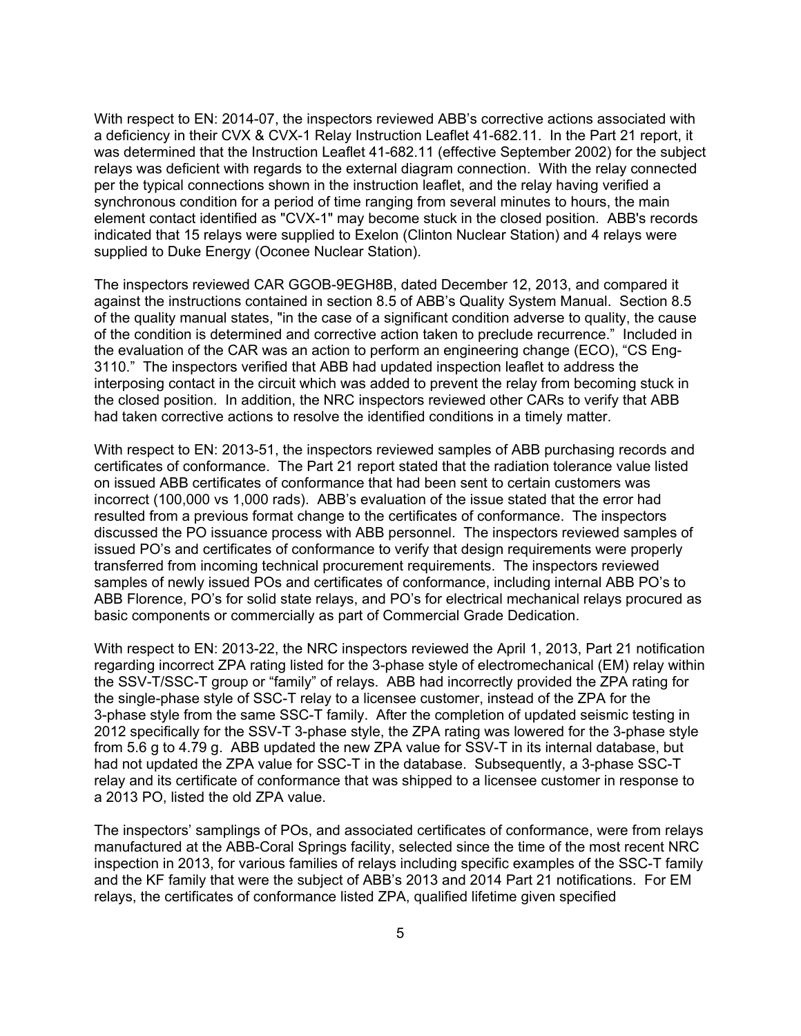With respect to EN: 2014-07, the inspectors reviewed ABB's corrective actions associated with a deficiency in their CVX & CVX-1 Relay Instruction Leaflet 41-682.11. In the Part 21 report, it was determined that the Instruction Leaflet 41-682.11 (effective September 2002) for the subject relays was deficient with regards to the external diagram connection. With the relay connected per the typical connections shown in the instruction leaflet, and the relay having verified a synchronous condition for a period of time ranging from several minutes to hours, the main element contact identified as "CVX-1" may become stuck in the closed position. ABB's records indicated that 15 relays were supplied to Exelon (Clinton Nuclear Station) and 4 relays were supplied to Duke Energy (Oconee Nuclear Station).

The inspectors reviewed CAR GGOB-9EGH8B, dated December 12, 2013, and compared it against the instructions contained in section 8.5 of ABB's Quality System Manual. Section 8.5 of the quality manual states, "in the case of a significant condition adverse to quality, the cause of the condition is determined and corrective action taken to preclude recurrence." Included in the evaluation of the CAR was an action to perform an engineering change (ECO), "CS Eng-3110." The inspectors verified that ABB had updated inspection leaflet to address the interposing contact in the circuit which was added to prevent the relay from becoming stuck in the closed position. In addition, the NRC inspectors reviewed other CARs to verify that ABB had taken corrective actions to resolve the identified conditions in a timely matter.

With respect to EN: 2013-51, the inspectors reviewed samples of ABB purchasing records and certificates of conformance. The Part 21 report stated that the radiation tolerance value listed on issued ABB certificates of conformance that had been sent to certain customers was incorrect (100,000 vs 1,000 rads). ABB's evaluation of the issue stated that the error had resulted from a previous format change to the certificates of conformance. The inspectors discussed the PO issuance process with ABB personnel. The inspectors reviewed samples of issued PO's and certificates of conformance to verify that design requirements were properly transferred from incoming technical procurement requirements. The inspectors reviewed samples of newly issued POs and certificates of conformance, including internal ABB PO's to ABB Florence, PO's for solid state relays, and PO's for electrical mechanical relays procured as basic components or commercially as part of Commercial Grade Dedication.

With respect to EN: 2013-22, the NRC inspectors reviewed the April 1, 2013, Part 21 notification regarding incorrect ZPA rating listed for the 3-phase style of electromechanical (EM) relay within the SSV-T/SSC-T group or "family" of relays. ABB had incorrectly provided the ZPA rating for the single-phase style of SSC-T relay to a licensee customer, instead of the ZPA for the 3-phase style from the same SSC-T family. After the completion of updated seismic testing in 2012 specifically for the SSV-T 3-phase style, the ZPA rating was lowered for the 3-phase style from 5.6 g to 4.79 g. ABB updated the new ZPA value for SSV-T in its internal database, but had not updated the ZPA value for SSC-T in the database. Subsequently, a 3-phase SSC-T relay and its certificate of conformance that was shipped to a licensee customer in response to a 2013 PO, listed the old ZPA value.

The inspectors' samplings of POs, and associated certificates of conformance, were from relays manufactured at the ABB-Coral Springs facility, selected since the time of the most recent NRC inspection in 2013, for various families of relays including specific examples of the SSC-T family and the KF family that were the subject of ABB's 2013 and 2014 Part 21 notifications. For EM relays, the certificates of conformance listed ZPA, qualified lifetime given specified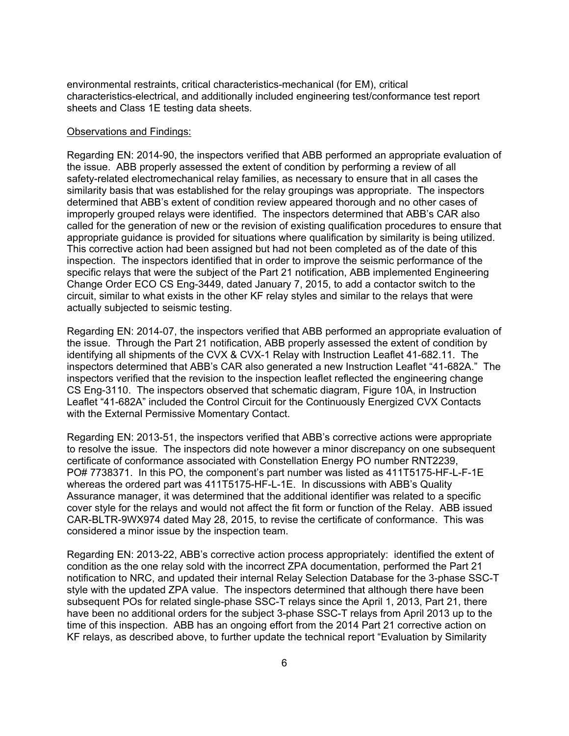environmental restraints, critical characteristics-mechanical (for EM), critical characteristics-electrical, and additionally included engineering test/conformance test report sheets and Class 1E testing data sheets.

Observations and Findings:

Regarding EN: 2014-90, the inspectors verified that ABB performed an appropriate evaluation of the issue. ABB properly assessed the extent of condition by performing a review of all safety-related electromechanical relay families, as necessary to ensure that in all cases the similarity basis that was established for the relay groupings was appropriate. The inspectors determined that ABB's extent of condition review appeared thorough and no other cases of improperly grouped relays were identified. The inspectors determined that ABB's CAR also called for the generation of new or the revision of existing qualification procedures to ensure that appropriate guidance is provided for situations where qualification by similarity is being utilized. This corrective action had been assigned but had not been completed as of the date of this inspection. The inspectors identified that in order to improve the seismic performance of the specific relays that were the subject of the Part 21 notification, ABB implemented Engineering Change Order ECO CS Eng-3449, dated January 7, 2015, to add a contactor switch to the circuit, similar to what exists in the other KF relay styles and similar to the relays that were actually subjected to seismic testing.

Regarding EN: 2014-07, the inspectors verified that ABB performed an appropriate evaluation of the issue. Through the Part 21 notification, ABB properly assessed the extent of condition by identifying all shipments of the CVX & CVX-1 Relay with Instruction Leaflet 41-682.11. The inspectors determined that ABB's CAR also generated a new Instruction Leaflet "41-682A." The inspectors verified that the revision to the inspection leaflet reflected the engineering change CS Eng-3110. The inspectors observed that schematic diagram, Figure 10A, in Instruction Leaflet "41-682A" included the Control Circuit for the Continuously Energized CVX Contacts with the External Permissive Momentary Contact.

Regarding EN: 2013-51, the inspectors verified that ABB's corrective actions were appropriate to resolve the issue. The inspectors did note however a minor discrepancy on one subsequent certificate of conformance associated with Constellation Energy PO number RNT2239, PO# 7738371. In this PO, the component's part number was listed as 411T5175-HF-L-F-1E whereas the ordered part was 411T5175-HF-L-1E. In discussions with ABB's Quality Assurance manager, it was determined that the additional identifier was related to a specific cover style for the relays and would not affect the fit form or function of the Relay. ABB issued CAR-BLTR-9WX974 dated May 28, 2015, to revise the certificate of conformance. This was considered a minor issue by the inspection team.

Regarding EN: 2013-22, ABB's corrective action process appropriately: identified the extent of condition as the one relay sold with the incorrect ZPA documentation, performed the Part 21 notification to NRC, and updated their internal Relay Selection Database for the 3-phase SSC-T style with the updated ZPA value. The inspectors determined that although there have been subsequent POs for related single-phase SSC-T relays since the April 1, 2013, Part 21, there have been no additional orders for the subject 3-phase SSC-T relays from April 2013 up to the time of this inspection. ABB has an ongoing effort from the 2014 Part 21 corrective action on KF relays, as described above, to further update the technical report "Evaluation by Similarity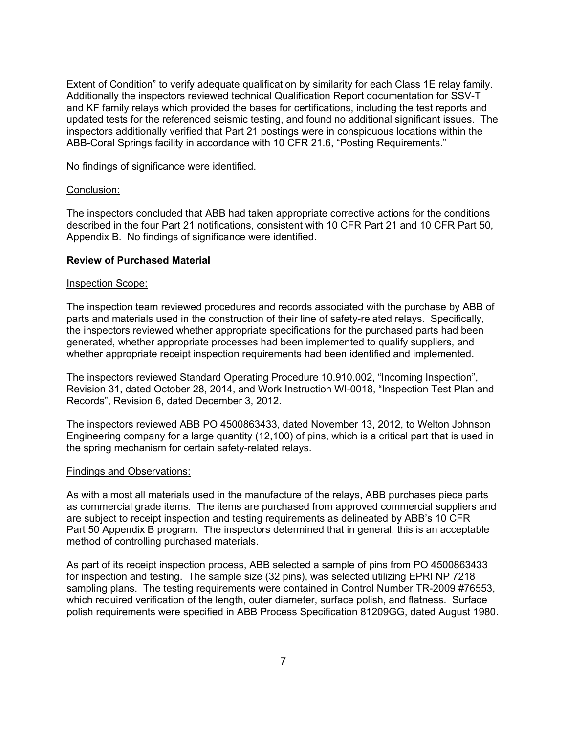Extent of Condition" to verify adequate qualification by similarity for each Class 1E relay family. Additionally the inspectors reviewed technical Qualification Report documentation for SSV-T and KF family relays which provided the bases for certifications, including the test reports and updated tests for the referenced seismic testing, and found no additional significant issues. The inspectors additionally verified that Part 21 postings were in conspicuous locations within the ABB-Coral Springs facility in accordance with 10 CFR 21.6, "Posting Requirements."

No findings of significance were identified.

Conclusion:

The inspectors concluded that ABB had taken appropriate corrective actions for the conditions described in the four Part 21 notifications, consistent with 10 CFR Part 21 and 10 CFR Part 50, Appendix B. No findings of significance were identified.

**Review of Purchased Material**

Inspection Scope:

The inspection team reviewed procedures and records associated with the purchase by ABB of parts and materials used in the construction of their line of safety-related relays. Specifically, the inspectors reviewed whether appropriate specifications for the purchased parts had been generated, whether appropriate processes had been implemented to qualify suppliers, and whether appropriate receipt inspection requirements had been identified and implemented.

The inspectors reviewed Standard Operating Procedure 10.910.002, "Incoming Inspection", Revision 31, dated October 28, 2014, and Work Instruction WI-0018, "Inspection Test Plan and Records", Revision 6, dated December 3, 2012.

The inspectors reviewed ABB PO 4500863433, dated November 13, 2012, to Welton Johnson Engineering company for a large quantity (12,100) of pins, which is a critical part that is used in the spring mechanism for certain safety-related relays.

Findings and Observations:

As with almost all materials used in the manufacture of the relays, ABB purchases piece parts as commercial grade items. The items are purchased from approved commercial suppliers and are subject to receipt inspection and testing requirements as delineated by ABB's 10 CFR Part 50 Appendix B program. The inspectors determined that in general, this is an acceptable method of controlling purchased materials.

As part of its receipt inspection process, ABB selected a sample of pins from PO 4500863433 for inspection and testing. The sample size (32 pins), was selected utilizing EPRI NP 7218 sampling plans. The testing requirements were contained in Control Number TR-2009 #76553, which required verification of the length, outer diameter, surface polish, and flatness. Surface polish requirements were specified in ABB Process Specification 81209GG, dated August 1980.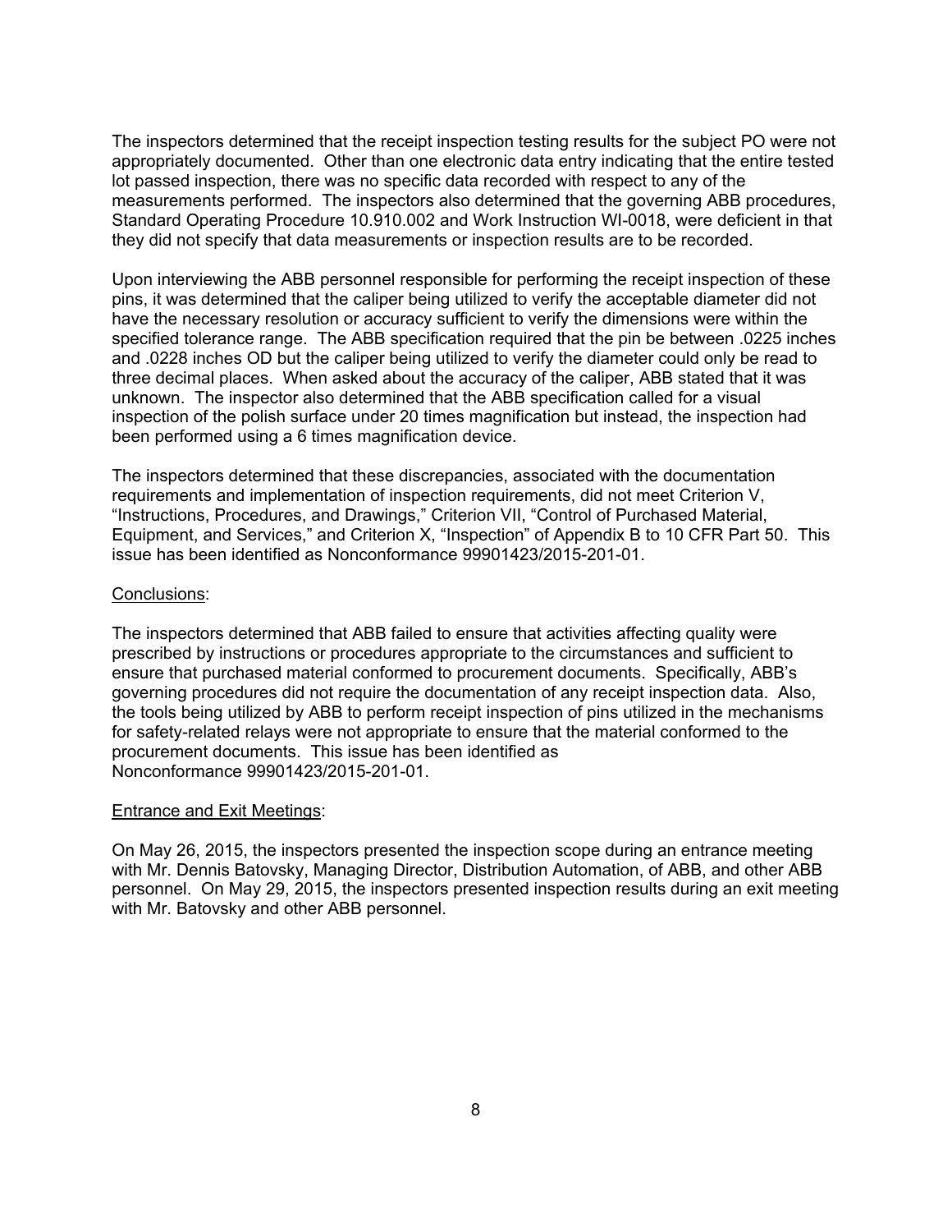The inspectors determined that the receipt inspection testing results for the subject PO were not appropriately documented. Other than one electronic data entry indicating that the entire tested lot passed inspection, there was no specific data recorded with respect to any of the measurements performed. The inspectors also determined that the governing ABB procedures, Standard Operating Procedure 10.910.002 and Work Instruction WI-0018, were deficient in that they did not specify that data measurements or inspection results are to be recorded.

Upon interviewing the ABB personnel responsible for performing the receipt inspection of these pins, it was determined that the caliper being utilized to verify the acceptable diameter did not have the necessary resolution or accuracy sufficient to verify the dimensions were within the specified tolerance range. The ABB specification required that the pin be between .0225 inches and .0228 inches OD but the caliper being utilized to verify the diameter could only be read to three decimal places. When asked about the accuracy of the caliper, ABB stated that it was unknown. The inspector also determined that the ABB specification called for a visual inspection of the polish surface under 20 times magnification but instead, the inspection had been performed using a 6 times magnification device.

The inspectors determined that these discrepancies, associated with the documentation requirements and implementation of inspection requirements, did not meet Criterion V, "Instructions, Procedures, and Drawings," Criterion VII, "Control of Purchased Material, Equipment, and Services," and Criterion X, "Inspection" of Appendix B to 10 CFR Part 50. This issue has been identified as Nonconformance 99901423/2015-201-01.

Conclusions:

The inspectors determined that ABB failed to ensure that activities affecting quality were prescribed by instructions or procedures appropriate to the circumstances and sufficient to ensure that purchased material conformed to procurement documents. Specifically, ABB's governing procedures did not require the documentation of any receipt inspection data. Also, the tools being utilized by ABB to perform receipt inspection of pins utilized in the mechanisms for safety-related relays were not appropriate to ensure that the material conformed to the procurement documents. This issue has been identified as Nonconformance 99901423/2015-201-01.

Entrance and Exit Meetings:

On May 26, 2015, the inspectors presented the inspection scope during an entrance meeting with Mr. Dennis Batovsky, Managing Director, Distribution Automation, of ABB, and other ABB personnel. On May 29, 2015, the inspectors presented inspection results during an exit meeting with Mr. Batovsky and other ABB personnel.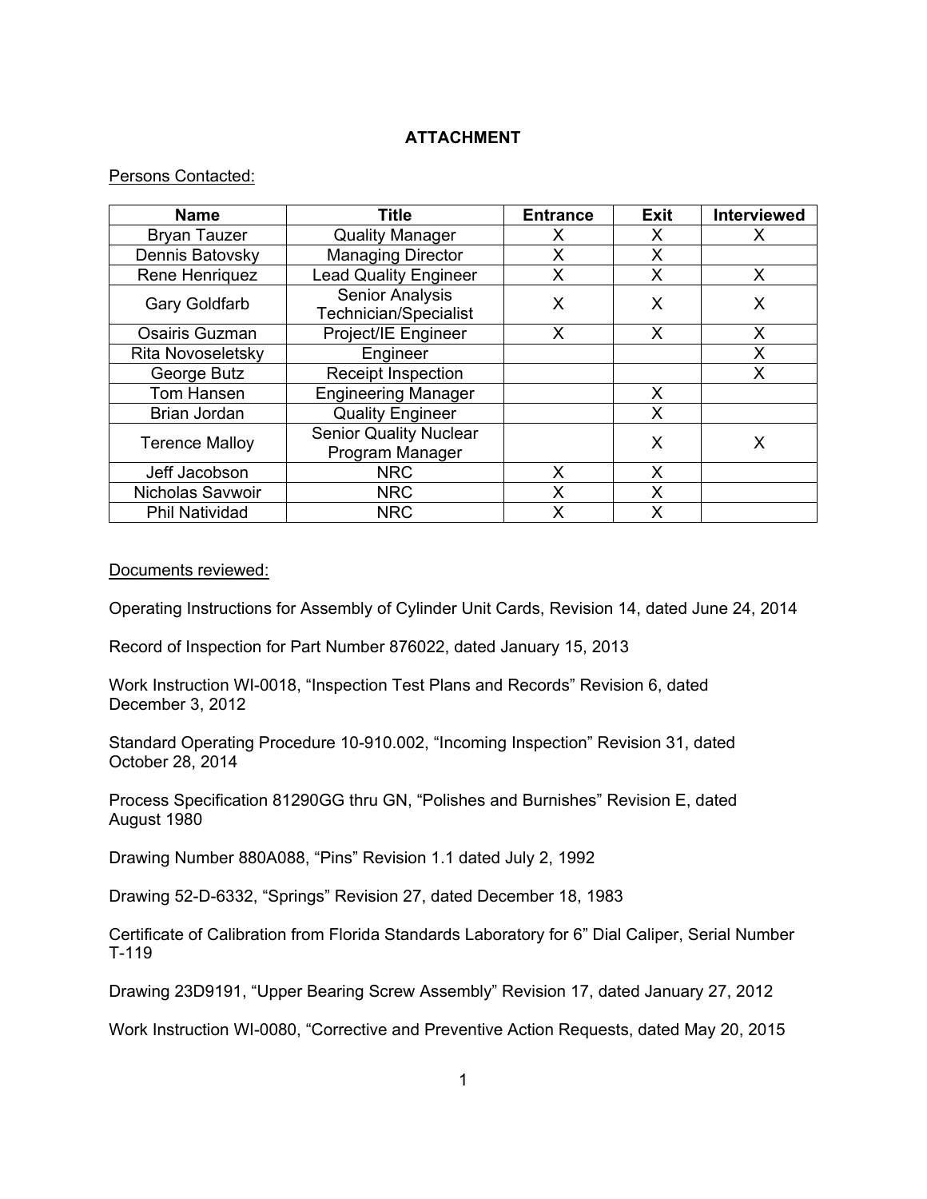**ATTACHMENT**

Persons Contacted:

| Name | Title | Entrance | Exit | Interviewed |
|---|---|---|---|---|
| Bryan Tauzer | Quality Manager | X | X | X |
| Dennis Batovsky | Managing Director | X | X | |
| Rene Henriquez | Lead Quality Engineer | X | X | X |
| Gary Goldfarb | Senior Analysis Technician/Specialist | X | X | X |
| Osairis Guzman | Project/IE Engineer | X | X | X |
| Rita Novoseletsky | Engineer | | | X |
| George Butz | Receipt Inspection | | | X |
| Tom Hansen | Engineering Manager | | X | |
| Brian Jordan | Quality Engineer | | X | |
| Terence Malloy | Senior Quality Nuclear Program Manager | | X | X |
| Jeff Jacobson | NRC | X | X | |
| Nicholas Savwoir | NRC | X | X | |
| Phil Natividad | NRC | X | X | |

Documents reviewed:

Operating Instructions for Assembly of Cylinder Unit Cards, Revision 14, dated June 24, 2014

Record of Inspection for Part Number 876022, dated January 15, 2013

Work Instruction WI-0018, "Inspection Test Plans and Records" Revision 6, dated December 3, 2012

Standard Operating Procedure 10-910.002, "Incoming Inspection" Revision 31, dated October 28, 2014

Process Specification 81290GG thru GN, "Polishes and Burnishes" Revision E, dated August 1980

Drawing Number 880A088, "Pins" Revision 1.1 dated July 2, 1992

Drawing 52-D-6332, "Springs" Revision 27, dated December 18, 1983

Certificate of Calibration from Florida Standards Laboratory for 6" Dial Caliper, Serial Number T-119

Drawing 23D9191, "Upper Bearing Screw Assembly" Revision 17, dated January 27, 2012

Work Instruction WI-0080, "Corrective and Preventive Action Requests, dated May 20, 2015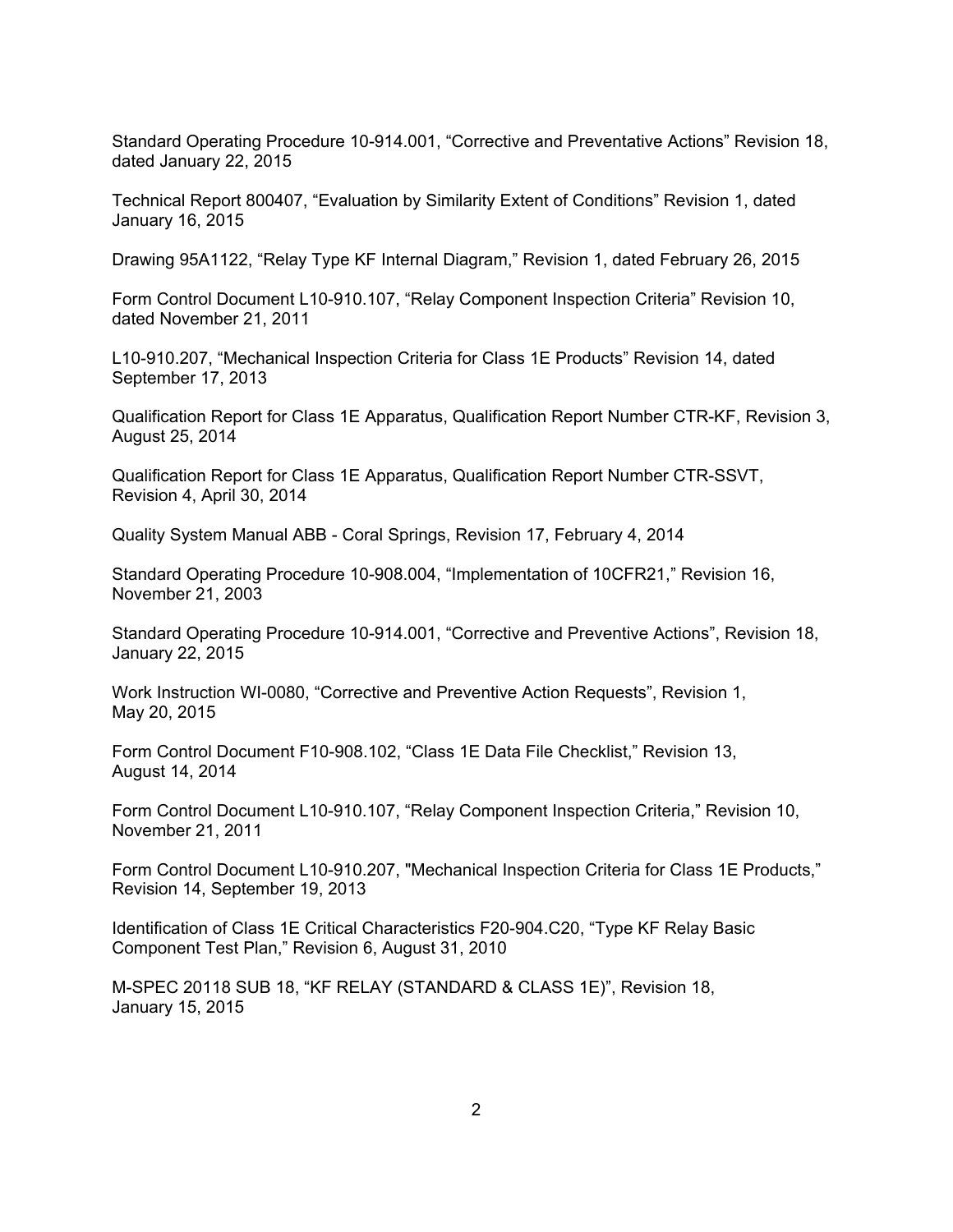Standard Operating Procedure 10-914.001, “Corrective and Preventative Actions” Revision 18, dated January 22, 2015

Technical Report 800407, “Evaluation by Similarity Extent of Conditions” Revision 1, dated January 16, 2015

Drawing 95A1122, “Relay Type KF Internal Diagram,” Revision 1, dated February 26, 2015

Form Control Document L10-910.107, “Relay Component Inspection Criteria” Revision 10, dated November 21, 2011

L10-910.207, “Mechanical Inspection Criteria for Class 1E Products” Revision 14, dated September 17, 2013

Qualification Report for Class 1E Apparatus, Qualification Report Number CTR-KF, Revision 3, August 25, 2014

Qualification Report for Class 1E Apparatus, Qualification Report Number CTR-SSVT, Revision 4, April 30, 2014

Quality System Manual ABB - Coral Springs, Revision 17, February 4, 2014

Standard Operating Procedure 10-908.004, “Implementation of 10CFR21,” Revision 16, November 21, 2003

Standard Operating Procedure 10-914.001, “Corrective and Preventive Actions”, Revision 18, January 22, 2015

Work Instruction WI-0080, “Corrective and Preventive Action Requests”, Revision 1, May 20, 2015

Form Control Document F10-908.102, “Class 1E Data File Checklist,” Revision 13, August 14, 2014

Form Control Document L10-910.107, “Relay Component Inspection Criteria,” Revision 10, November 21, 2011

Form Control Document L10-910.207, "Mechanical Inspection Criteria for Class 1E Products,” Revision 14, September 19, 2013

Identification of Class 1E Critical Characteristics F20-904.C20, “Type KF Relay Basic Component Test Plan,” Revision 6, August 31, 2010

M-SPEC 20118 SUB 18, “KF RELAY (STANDARD & CLASS 1E)”, Revision 18, January 15, 2015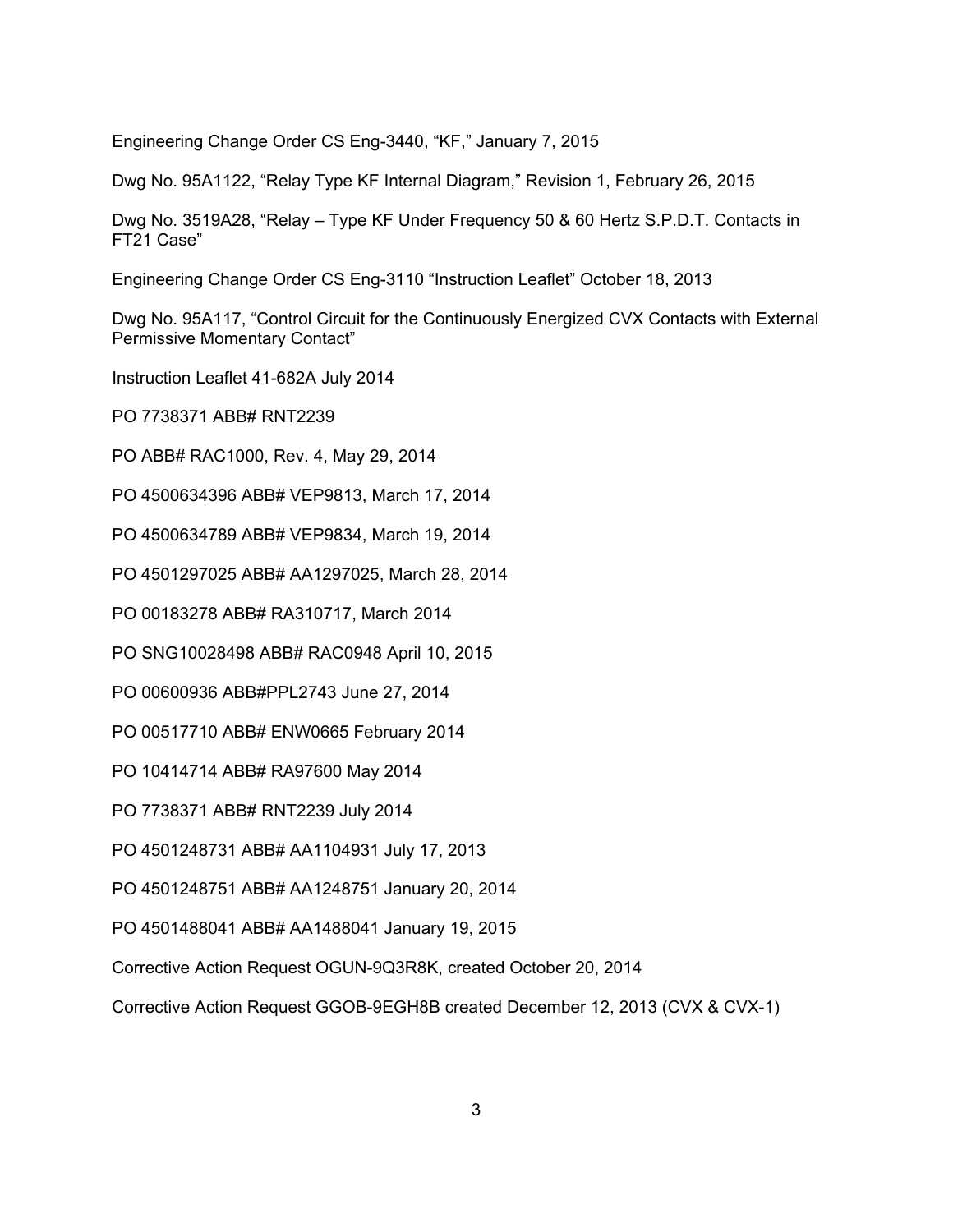Engineering Change Order CS Eng-3440, “KF,” January 7, 2015

Dwg No. 95A1122, “Relay Type KF Internal Diagram,” Revision 1, February 26, 2015

Dwg No. 3519A28, “Relay – Type KF Under Frequency 50 & 60 Hertz S.P.D.T. Contacts in FT21 Case”

Engineering Change Order CS Eng-3110 “Instruction Leaflet” October 18, 2013

Dwg No. 95A117, “Control Circuit for the Continuously Energized CVX Contacts with External Permissive Momentary Contact”

Instruction Leaflet 41-682A July 2014

PO 7738371 ABB# RNT2239

PO ABB# RAC1000, Rev. 4, May 29, 2014

PO 4500634396 ABB# VEP9813, March 17, 2014

PO 4500634789 ABB# VEP9834, March 19, 2014

PO 4501297025 ABB# AA1297025, March 28, 2014

PO 00183278 ABB# RA310717, March 2014

PO SNG10028498 ABB# RAC0948 April 10, 2015

PO 00600936 ABB#PPL2743 June 27, 2014

PO 00517710 ABB# ENW0665 February 2014

PO 10414714 ABB# RA97600 May 2014

PO 7738371 ABB# RNT2239 July 2014

PO 4501248731 ABB# AA1104931 July 17, 2013

PO 4501248751 ABB# AA1248751 January 20, 2014

PO 4501488041 ABB# AA1488041 January 19, 2015

Corrective Action Request OGUN-9Q3R8K, created October 20, 2014

Corrective Action Request GGOB-9EGH8B created December 12, 2013 (CVX & CVX-1)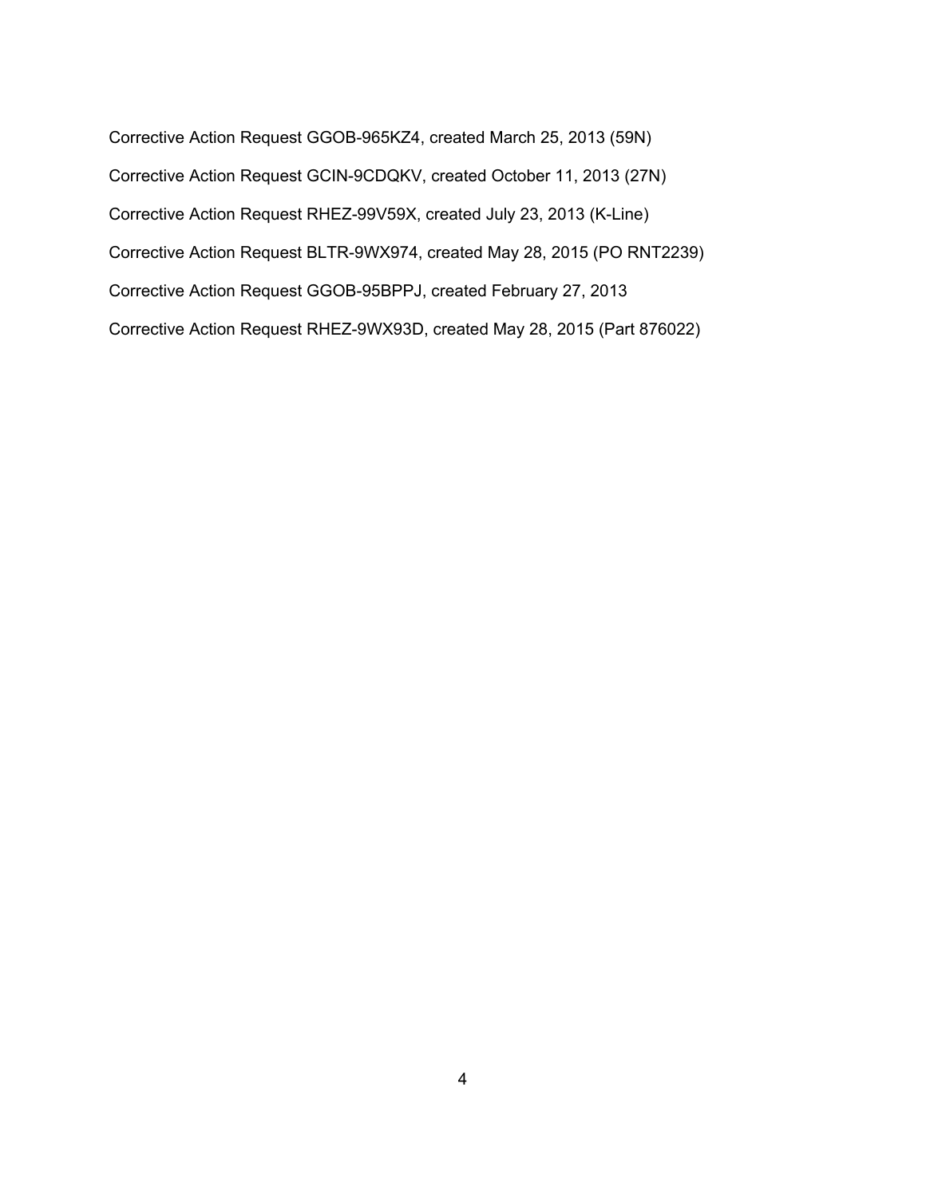Corrective Action Request GGOB-965KZ4, created March 25, 2013 (59N)

Corrective Action Request GCIN-9CDQKV, created October 11, 2013 (27N)

Corrective Action Request RHEZ-99V59X, created July 23, 2013 (K-Line)

Corrective Action Request BLTR-9WX974, created May 28, 2015 (PO RNT2239)

Corrective Action Request GGOB-95BPPJ, created February 27, 2013

Corrective Action Request RHEZ-9WX93D, created May 28, 2015 (Part 876022)